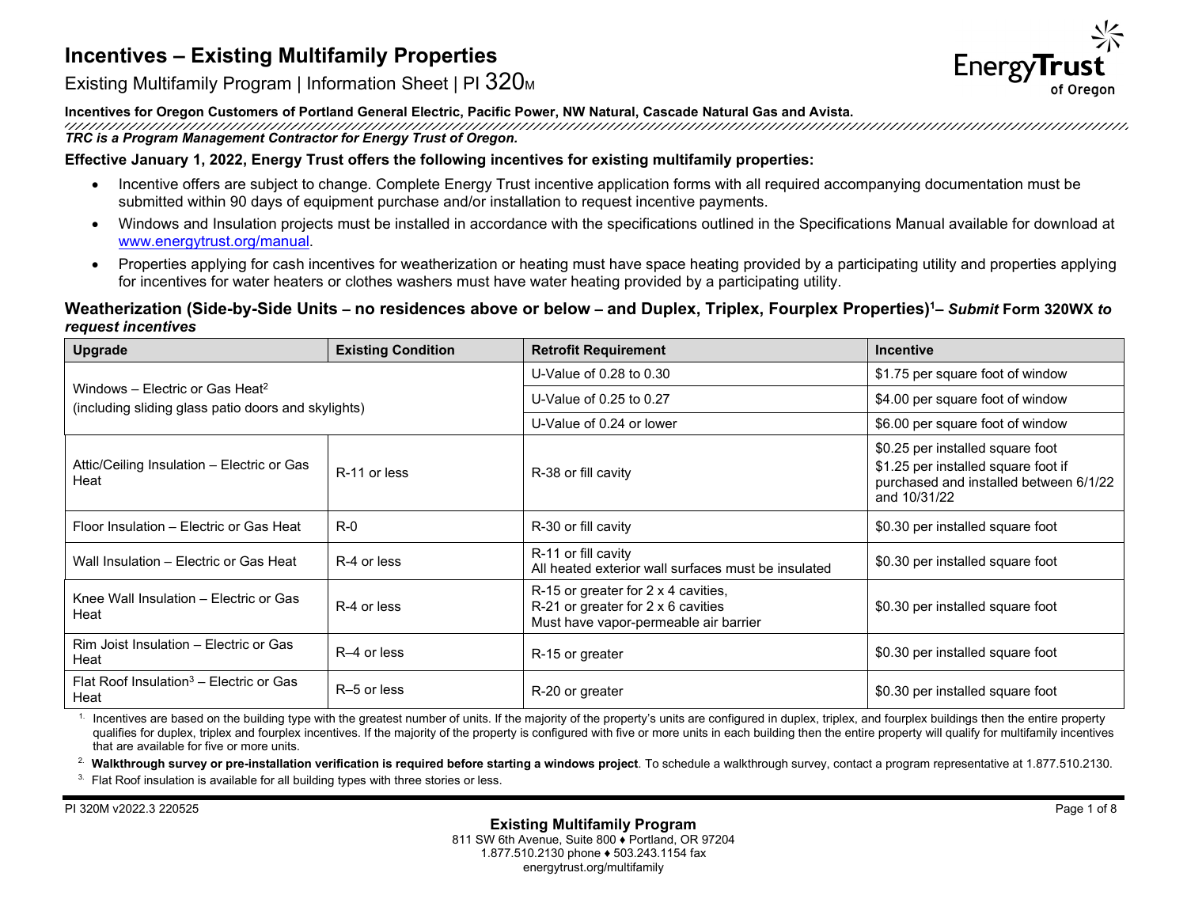# Incentives – Existing Multifamily Properties

Existing Multifamily Program | Information Sheet | PI 320M

**Incentives for Oregon Customers of Portland General Electric, Pacific Power, NW Natural, Cascade Natural Gas and Avista.**

***TRC is a Program Management Contractor for Energy Trust of Oregon.***

**Effective January 1, 2022, Energy Trust offers the following incentives for existing multifamily properties:**

- Incentive offers are subject to change. Complete Energy Trust incentive application forms with all required accompanying documentation must be submitted within 90 days of equipment purchase and/or installation to request incentive payments.
- Windows and Insulation projects must be installed in accordance with the specifications outlined in the Specifications Manual available for download at www.energytrust.org/manual.
- Properties applying for cash incentives for weatherization or heating must have space heating provided by a participating utility and properties applying for incentives for water heaters or clothes washers must have water heating provided by a participating utility.

## Weatherization (Side-by-Side Units – no residences above or below – and Duplex, Triplex, Fourplex Properties)[1]– *Submit* Form 320WX *to request incentives*

| Upgrade | Existing Condition | Retrofit Requirement | Incentive |
|---|---|---|---|
| Windows – Electric or Gas Heat[2] (including sliding glass patio doors and skylights) | | U-Value of 0.28 to 0.30 | $1.75 per square foot of window |
| | | U-Value of 0.25 to 0.27 | $4.00 per square foot of window |
| | | U-Value of 0.24 or lower | $6.00 per square foot of window |
| Attic/Ceiling Insulation – Electric or Gas Heat | R-11 or less | R-38 or fill cavity | $0.25 per installed square foot<br>$1.25 per installed square foot if purchased and installed between 6/1/22 and 10/31/22 |
| Floor Insulation – Electric or Gas Heat | R-0 | R-30 or fill cavity | $0.30 per installed square foot |
| Wall Insulation – Electric or Gas Heat | R-4 or less | R-11 or fill cavity<br>All heated exterior wall surfaces must be insulated | $0.30 per installed square foot |
| Knee Wall Insulation – Electric or Gas Heat | R-4 or less | R-15 or greater for 2 x 4 cavities,<br>R-21 or greater for 2 x 6 cavities<br>Must have vapor-permeable air barrier | $0.30 per installed square foot |
| Rim Joist Insulation – Electric or Gas Heat | R–4 or less | R-15 or greater | $0.30 per installed square foot |
| Flat Roof Insulation[3] – Electric or Gas Heat | R–5 or less | R-20 or greater | $0.30 per installed square foot |

1. Incentives are based on the building type with the greatest number of units. If the majority of the property's units are configured in duplex, triplex, and fourplex buildings then the entire property qualifies for duplex, triplex and fourplex incentives. If the majority of the property is configured with five or more units in each building then the entire property will qualify for multifamily incentives that are available for five or more units.
2. **Walkthrough survey or pre-installation verification is required before starting a windows project**. To schedule a walkthrough survey, contact a program representative at 1.877.510.2130.
3. Flat Roof insulation is available for all building types with three stories or less.

PI 320M v2022.3 220525

**Existing Multifamily Program**
811 SW 6th Avenue, Suite 800 ♦ Portland, OR 97204
1.877.510.2130 phone ♦ 503.243.1154 fax
energytrust.org/multifamily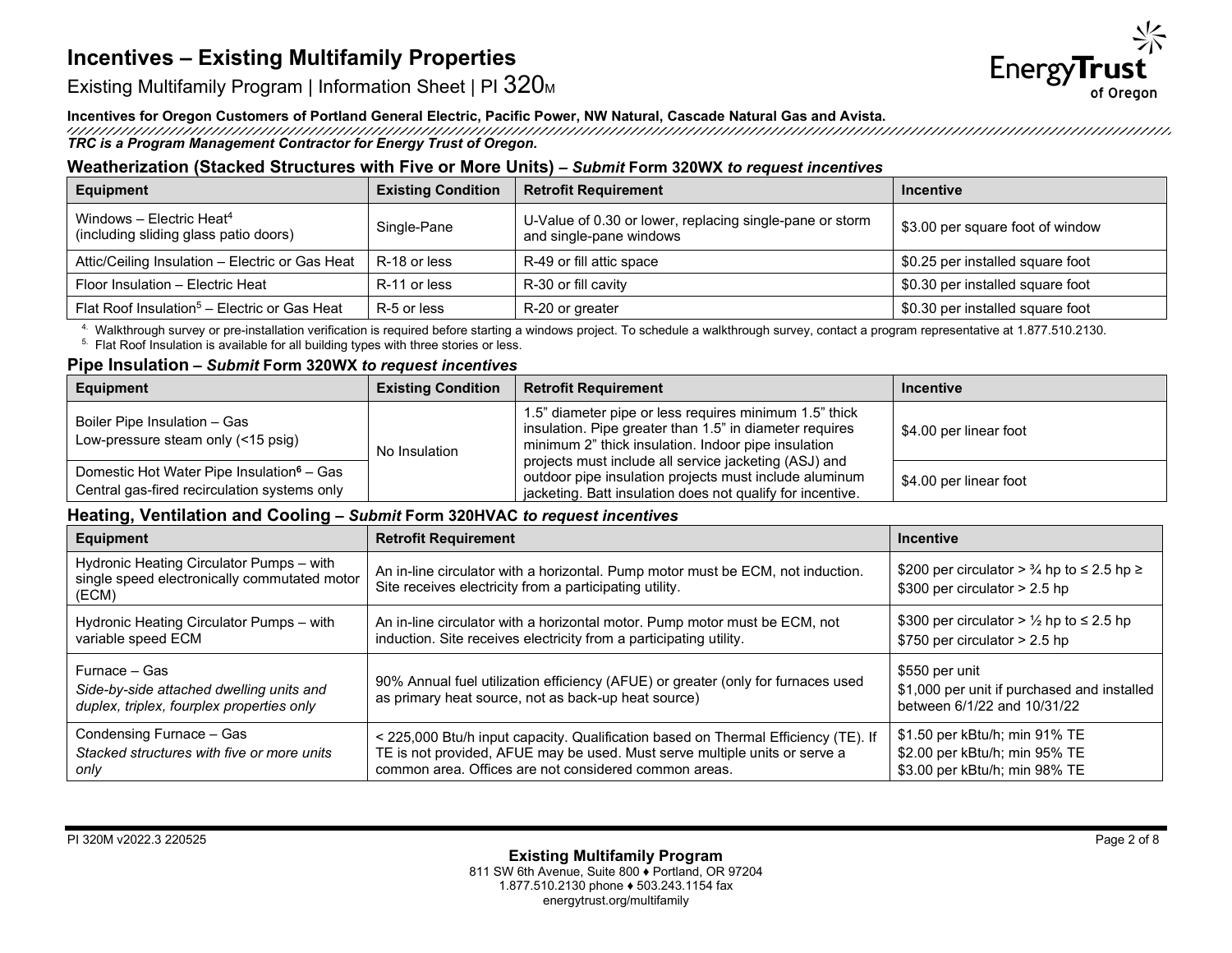# Incentives – Existing Multifamily Properties

Existing Multifamily Program | Information Sheet | PI 320M

**Incentives for Oregon Customers of Portland General Electric, Pacific Power, NW Natural, Cascade Natural Gas and Avista.**

***TRC is a Program Management Contractor for Energy Trust of Oregon.***

### Weatherization (Stacked Structures with Five or More Units) – *Submit* Form 320WX *to request incentives*

| Equipment | Existing Condition | Retrofit Requirement | Incentive |
|---|---|---|---|
| Windows – Electric Heat[4] (including sliding glass patio doors) | Single-Pane | U-Value of 0.30 or lower, replacing single-pane or storm and single-pane windows | $3.00 per square foot of window |
| Attic/Ceiling Insulation – Electric or Gas Heat | R-18 or less | R-49 or fill attic space | $0.25 per installed square foot |
| Floor Insulation – Electric Heat | R-11 or less | R-30 or fill cavity | $0.30 per installed square foot |
| Flat Roof Insulation[5] – Electric or Gas Heat | R-5 or less | R-20 or greater | $0.30 per installed square foot |

4. Walkthrough survey or pre-installation verification is required before starting a windows project. To schedule a walkthrough survey, contact a program representative at 1.877.510.2130.
5. Flat Roof Insulation is available for all building types with three stories or less.

### Pipe Insulation – *Submit* Form 320WX *to request incentives*

| Equipment | Existing Condition | Retrofit Requirement | Incentive |
|---|---|---|---|
| Boiler Pipe Insulation – Gas Low-pressure steam only (<15 psig) | No Insulation | 1.5" diameter pipe or less requires minimum 1.5" thick insulation. Pipe greater than 1.5" in diameter requires minimum 2" thick insulation. Indoor pipe insulation projects must include all service jacketing (ASJ) and outdoor pipe insulation projects must include aluminum jacketing. Batt insulation does not qualify for incentive. | $4.00 per linear foot |
| Domestic Hot Water Pipe Insulation**[6]** – Gas Central gas-fired recirculation systems only | | | $4.00 per linear foot |

### Heating, Ventilation and Cooling – *Submit* Form 320HVAC *to request incentives*

| Equipment | Retrofit Requirement | Incentive |
|---|---|---|
| Hydronic Heating Circulator Pumps – with single speed electronically commutated motor (ECM) | An in-line circulator with a horizontal. Pump motor must be ECM, not induction. Site receives electricity from a participating utility. | $200 per circulator > ¾ hp to ≤ 2.5 hp ≥<br>$300 per circulator > 2.5 hp |
| Hydronic Heating Circulator Pumps – with variable speed ECM | An in-line circulator with a horizontal motor. Pump motor must be ECM, not induction. Site receives electricity from a participating utility. | $300 per circulator > ½ hp to ≤ 2.5 hp<br>$750 per circulator > 2.5 hp |
| Furnace – Gas<br>*Side-by-side attached dwelling units and duplex, triplex, fourplex properties only* | 90% Annual fuel utilization efficiency (AFUE) or greater (only for furnaces used as primary heat source, not as back-up heat source) | $550 per unit<br>$1,000 per unit if purchased and installed between 6/1/22 and 10/31/22 |
| Condensing Furnace – Gas<br>*Stacked structures with five or more units only* | < 225,000 Btu/h input capacity. Qualification based on Thermal Efficiency (TE). If TE is not provided, AFUE may be used. Must serve multiple units or serve a common area. Offices are not considered common areas. | $1.50 per kBtu/h; min 91% TE<br>$2.00 per kBtu/h; min 95% TE<br>$3.00 per kBtu/h; min 98% TE |

PI 320M v2022.3 220525

**Existing Multifamily Program**
811 SW 6th Avenue, Suite 800 ♦ Portland, OR 97204
1.877.510.2130 phone ♦ 503.243.1154 fax
energytrust.org/multifamily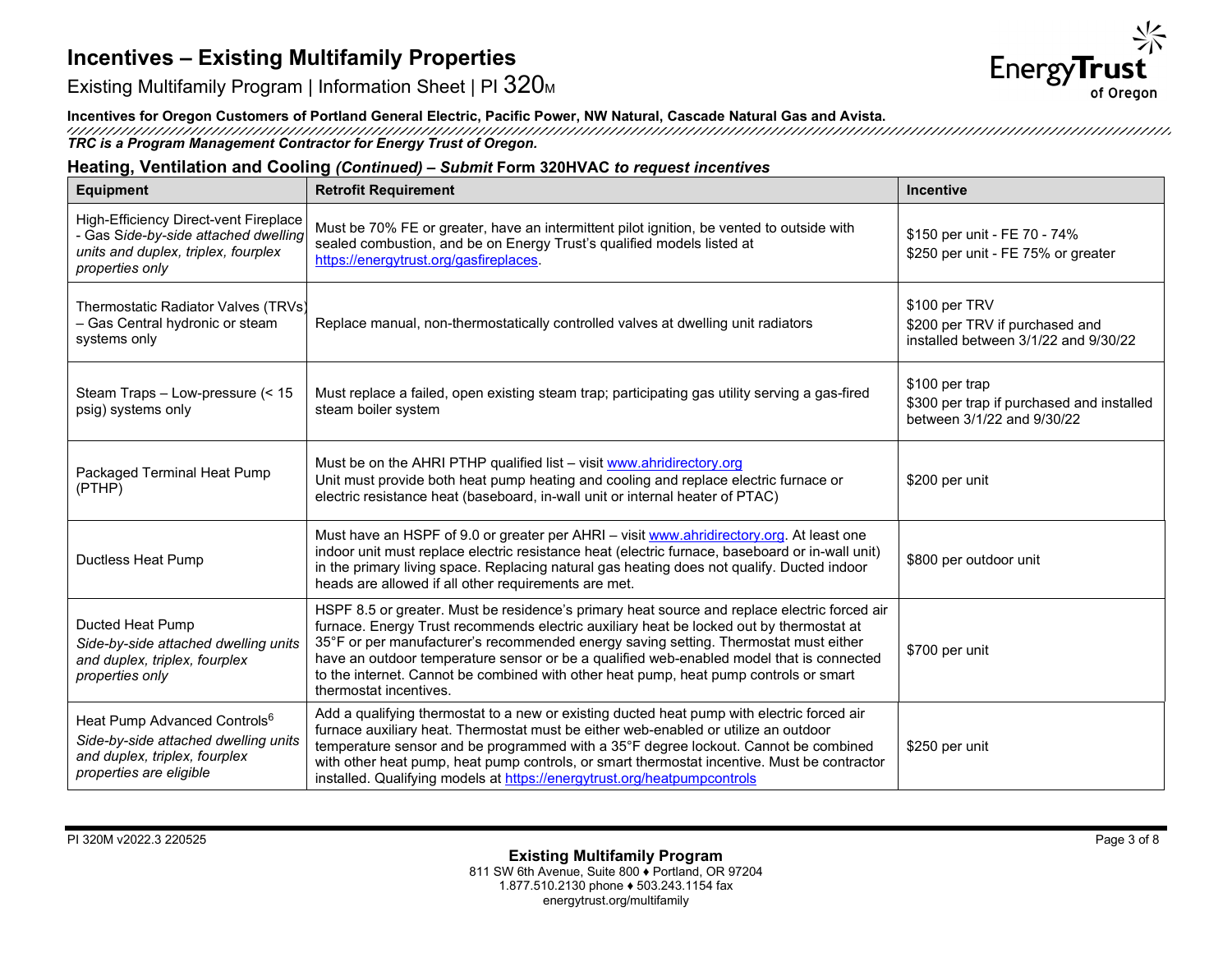# Incentives – Existing Multifamily Properties

Existing Multifamily Program | Information Sheet | PI 320M

**Incentives for Oregon Customers of Portland General Electric, Pacific Power, NW Natural, Cascade Natural Gas and Avista.**

***TRC is a Program Management Contractor for Energy Trust of Oregon.***

## Heating, Ventilation and Cooling *(Continued) – Submit* Form 320HVAC *to request incentives*

| Equipment | Retrofit Requirement | Incentive |
|---|---|---|
| High-Efficiency Direct-vent Fireplace - Gas *Side-by-side attached dwelling units and duplex, triplex, fourplex properties only* | Must be 70% FE or greater, have an intermittent pilot ignition, be vented to outside with sealed combustion, and be on Energy Trust's qualified models listed at https://energytrust.org/gasfireplaces. | $150 per unit - FE 70 - 74%<br>$250 per unit - FE 75% or greater |
| Thermostatic Radiator Valves (TRVs) – Gas Central hydronic or steam systems only | Replace manual, non-thermostatically controlled valves at dwelling unit radiators | $100 per TRV<br>$200 per TRV if purchased and installed between 3/1/22 and 9/30/22 |
| Steam Traps – Low-pressure (< 15 psig) systems only | Must replace a failed, open existing steam trap; participating gas utility serving a gas-fired steam boiler system | $100 per trap<br>$300 per trap if purchased and installed between 3/1/22 and 9/30/22 |
| Packaged Terminal Heat Pump (PTHP) | Must be on the AHRI PTHP qualified list – visit www.ahridirectory.org<br>Unit must provide both heat pump heating and cooling and replace electric furnace or electric resistance heat (baseboard, in-wall unit or internal heater of PTAC) | $200 per unit |
| Ductless Heat Pump | Must have an HSPF of 9.0 or greater per AHRI – visit www.ahridirectory.org. At least one indoor unit must replace electric resistance heat (electric furnace, baseboard or in-wall unit) in the primary living space. Replacing natural gas heating does not qualify. Ducted indoor heads are allowed if all other requirements are met. | $800 per outdoor unit |
| Ducted Heat Pump<br>*Side-by-side attached dwelling units and duplex, triplex, fourplex properties only* | HSPF 8.5 or greater. Must be residence's primary heat source and replace electric forced air furnace. Energy Trust recommends electric auxiliary heat be locked out by thermostat at 35°F or per manufacturer's recommended energy saving setting. Thermostat must either have an outdoor temperature sensor or be a qualified web-enabled model that is connected to the internet. Cannot be combined with other heat pump, heat pump controls or smart thermostat incentives. | $700 per unit |
| Heat Pump Advanced Controls[6]<br>*Side-by-side attached dwelling units and duplex, triplex, fourplex properties are eligible* | Add a qualifying thermostat to a new or existing ducted heat pump with electric forced air furnace auxiliary heat. Thermostat must be either web-enabled or utilize an outdoor temperature sensor and be programmed with a 35°F degree lockout. Cannot be combined with other heat pump, heat pump controls, or smart thermostat incentive. Must be contractor installed. Qualifying models at https://energytrust.org/heatpumpcontrols | $250 per unit |

PI 320M v2022.3 220525

**Existing Multifamily Program**
811 SW 6th Avenue, Suite 800 ♦ Portland, OR 97204
1.877.510.2130 phone ♦ 503.243.1154 fax
energytrust.org/multifamily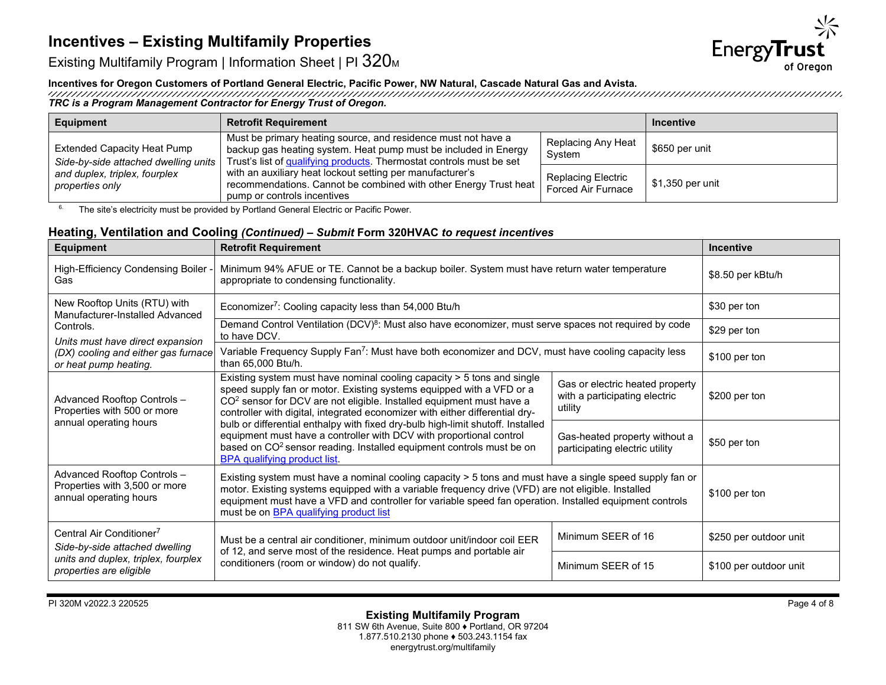# Incentives – Existing Multifamily Properties

Existing Multifamily Program | Information Sheet | PI 320M

**Incentives for Oregon Customers of Portland General Electric, Pacific Power, NW Natural, Cascade Natural Gas and Avista.**

***TRC is a Program Management Contractor for Energy Trust of Oregon.***

| Equipment | Retrofit Requirement | | Incentive |
|---|---|---|---|
| Extended Capacity Heat Pump *Side-by-side attached dwelling units and duplex, triplex, fourplex properties only* | Must be primary heating source, and residence must not have a backup gas heating system. Heat pump must be included in Energy Trust's list of qualifying products. Thermostat controls must be set with an auxiliary heat lockout setting per manufacturer's recommendations. Cannot be combined with other Energy Trust heat pump or controls incentives | Replacing Any Heat System | $650 per unit |
| | | Replacing Electric Forced Air Furnace | $1,350 per unit |

6. The site's electricity must be provided by Portland General Electric or Pacific Power.

## Heating, Ventilation and Cooling *(Continued)* – *Submit* Form 320HVAC *to request incentives*

| Equipment | Retrofit Requirement | | Incentive |
|---|---|---|---|
| High-Efficiency Condensing Boiler - Gas | Minimum 94% AFUE or TE. Cannot be a backup boiler. System must have return water temperature appropriate to condensing functionality. | | $8.50 per kBtu/h |
| New Rooftop Units (RTU) with Manufacturer-Installed Advanced Controls. *Units must have direct expansion (DX) cooling and either gas furnace or heat pump heating.* | Economizer[7]: Cooling capacity less than 54,000 Btu/h | | $30 per ton |
| | Demand Control Ventilation (DCV)[8]: Must also have economizer, must serve spaces not required by code to have DCV. | | $29 per ton |
| | Variable Frequency Supply Fan[7]: Must have both economizer and DCV, must have cooling capacity less than 65,000 Btu/h. | | $100 per ton |
| Advanced Rooftop Controls – Properties with 500 or more annual operating hours | Existing system must have nominal cooling capacity > 5 tons and single speed supply fan or motor. Existing systems equipped with a VFD or a $CO^2$ sensor for DCV are not eligible. Installed equipment must have a controller with digital, integrated economizer with either differential dry-bulb or differential enthalpy with fixed dry-bulb high-limit shutoff. Installed equipment must have a controller with DCV with proportional control based on $CO^2$ sensor reading. Installed equipment controls must be on BPA qualifying product list. | Gas or electric heated property with a participating electric utility | $200 per ton |
| | | Gas-heated property without a participating electric utility | $50 per ton |
| Advanced Rooftop Controls – Properties with 3,500 or more annual operating hours | Existing system must have a nominal cooling capacity > 5 tons and must have a single speed supply fan or motor. Existing systems equipped with a variable frequency drive (VFD) are not eligible. Installed equipment must have a VFD and controller for variable speed fan operation. Installed equipment controls must be on BPA qualifying product list | | $100 per ton |
| Central Air Conditioner[7] *Side-by-side attached dwelling units and duplex, triplex, fourplex properties are eligible* | Must be a central air conditioner, minimum outdoor unit/indoor coil EER of 12, and serve most of the residence. Heat pumps and portable air conditioners (room or window) do not qualify. | Minimum SEER of 16 | $250 per outdoor unit |
| | | Minimum SEER of 15 | $100 per outdoor unit |

PI 320M v2022.3 220525

**Existing Multifamily Program**
811 SW 6th Avenue, Suite 800 ♦ Portland, OR 97204
1.877.510.2130 phone ♦ 503.243.1154 fax
energytrust.org/multifamily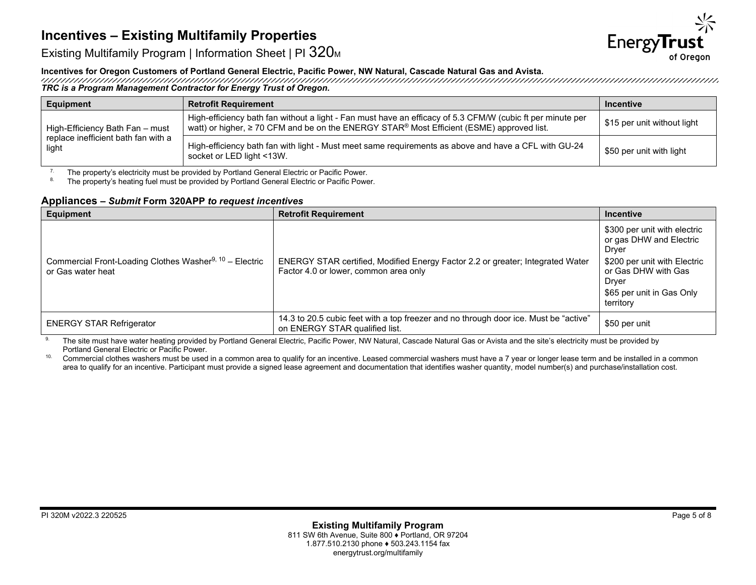# Incentives – Existing Multifamily Properties

Existing Multifamily Program | Information Sheet | PI 320M

**Incentives for Oregon Customers of Portland General Electric, Pacific Power, NW Natural, Cascade Natural Gas and Avista.**

***TRC is a Program Management Contractor for Energy Trust of Oregon.***

| Equipment | Retrofit Requirement | Incentive |
|---|---|---|
| High-Efficiency Bath Fan – must replace inefficient bath fan with a light | High-efficiency bath fan without a light - Fan must have an efficacy of 5.3 CFM/W (cubic ft per minute per watt) or higher, ≥ 70 CFM and be on the ENERGY STAR® Most Efficient (ESME) approved list. | $15 per unit without light |
| | High-efficiency bath fan with light - Must meet same requirements as above and have a CFL with GU-24 socket or LED light <13W. | $50 per unit with light |

7. The property's electricity must be provided by Portland General Electric or Pacific Power.
8. The property's heating fuel must be provided by Portland General Electric or Pacific Power.

## Appliances – *Submit* Form 320APP *to request incentives*

| Equipment | Retrofit Requirement | Incentive |
|---|---|---|
| Commercial Front-Loading Clothes Washer[9, 10] – Electric or Gas water heat | ENERGY STAR certified, Modified Energy Factor 2.2 or greater; Integrated Water Factor 4.0 or lower, common area only | $300 per unit with electric or gas DHW and Electric Dryer<br>$200 per unit with Electric or Gas DHW with Gas Dryer<br>$65 per unit in Gas Only territory |
| ENERGY STAR Refrigerator | 14.3 to 20.5 cubic feet with a top freezer and no through door ice. Must be "active" on ENERGY STAR qualified list. | $50 per unit |

9. The site must have water heating provided by Portland General Electric, Pacific Power, NW Natural, Cascade Natural Gas or Avista and the site's electricity must be provided by Portland General Electric or Pacific Power.
10. Commercial clothes washers must be used in a common area to qualify for an incentive. Leased commercial washers must have a 7 year or longer lease term and be installed in a common area to qualify for an incentive. Participant must provide a signed lease agreement and documentation that identifies washer quantity, model number(s) and purchase/installation cost.

PI 320M v2022.3 220525

**Existing Multifamily Program**
811 SW 6th Avenue, Suite 800 ♦ Portland, OR 97204
1.877.510.2130 phone ♦ 503.243.1154 fax
energytrust.org/multifamily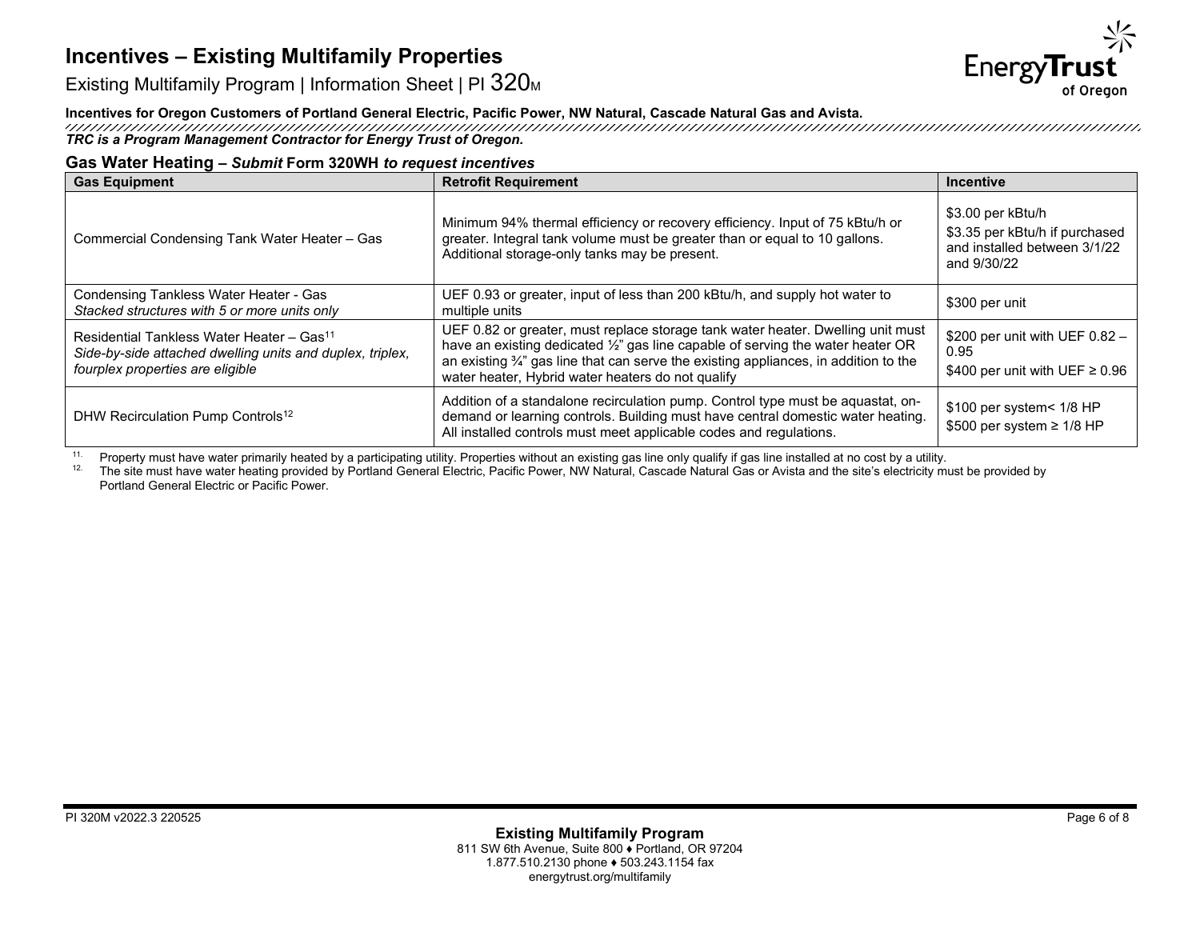# Incentives – Existing Multifamily Properties

Existing Multifamily Program | Information Sheet | PI 320M

**Incentives for Oregon Customers of Portland General Electric, Pacific Power, NW Natural, Cascade Natural Gas and Avista.**

***TRC is a Program Management Contractor for Energy Trust of Oregon.***

### Gas Water Heating – *Submit* Form 320WH *to request incentives*

| Gas Equipment | Retrofit Requirement | Incentive |
|---|---|---|
| Commercial Condensing Tank Water Heater – Gas | Minimum 94% thermal efficiency or recovery efficiency. Input of 75 kBtu/h or greater. Integral tank volume must be greater than or equal to 10 gallons. Additional storage-only tanks may be present. | \$3.00 per kBtu/h<br>\$3.35 per kBtu/h if purchased and installed between 3/1/22 and 9/30/22 |
| Condensing Tankless Water Heater - Gas<br>*Stacked structures with 5 or more units only* | UEF 0.93 or greater, input of less than 200 kBtu/h, and supply hot water to multiple units | \$300 per unit |
| Residential Tankless Water Heater – Gas[11]<br>*Side-by-side attached dwelling units and duplex, triplex, fourplex properties are eligible* | UEF 0.82 or greater, must replace storage tank water heater. Dwelling unit must have an existing dedicated ½" gas line capable of serving the water heater OR an existing ¾" gas line that can serve the existing appliances, in addition to the water heater, Hybrid water heaters do not qualify | \$200 per unit with UEF 0.82 – 0.95<br>\$400 per unit with UEF ≥ 0.96 |
| DHW Recirculation Pump Controls[12] | Addition of a standalone recirculation pump. Control type must be aquastat, on-demand or learning controls. Building must have central domestic water heating. All installed controls must meet applicable codes and regulations. | \$100 per system< 1/8 HP<br>\$500 per system ≥ 1/8 HP |

11. Property must have water primarily heated by a participating utility. Properties without an existing gas line only qualify if gas line installed at no cost by a utility.
12. The site must have water heating provided by Portland General Electric, Pacific Power, NW Natural, Cascade Natural Gas or Avista and the site's electricity must be provided by Portland General Electric or Pacific Power.

PI 320M v2022.3 220525

**Existing Multifamily Program**
811 SW 6th Avenue, Suite 800 ♦ Portland, OR 97204
1.877.510.2130 phone ♦ 503.243.1154 fax
energytrust.org/multifamily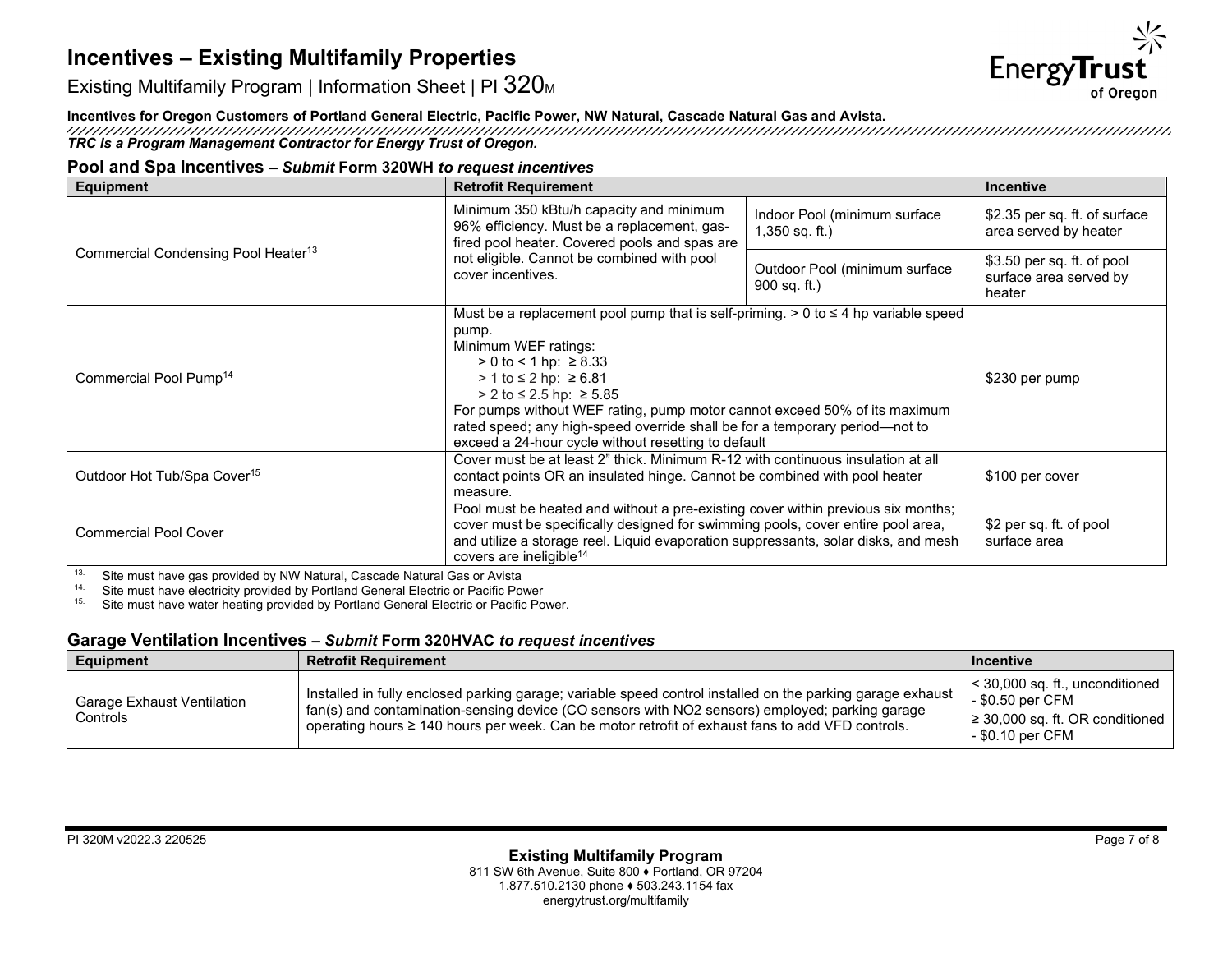# Incentives – Existing Multifamily Properties

Existing Multifamily Program | Information Sheet | PI 320M

**Incentives for Oregon Customers of Portland General Electric, Pacific Power, NW Natural, Cascade Natural Gas and Avista.**

***TRC is a Program Management Contractor for Energy Trust of Oregon.***

## Pool and Spa Incentives – *Submit* Form 320WH *to request incentives*

| Equipment | Retrofit Requirement | | Incentive |
|---|---|---|---|
| Commercial Condensing Pool Heater[13] | Minimum 350 kBtu/h capacity and minimum 96% efficiency. Must be a replacement, gas-fired pool heater. Covered pools and spas are not eligible. Cannot be combined with pool cover incentives. | Indoor Pool (minimum surface 1,350 sq. ft.) | \$2.35 per sq. ft. of surface area served by heater |
| | | Outdoor Pool (minimum surface 900 sq. ft.) | \$3.50 per sq. ft. of pool surface area served by heater |
| Commercial Pool Pump[14] | Must be a replacement pool pump that is self-priming. > 0 to ≤ 4 hp variable speed pump.<br>Minimum WEF ratings:<br>> 0 to < 1 hp: ≥ 8.33<br>> 1 to ≤ 2 hp: ≥ 6.81<br>> 2 to ≤ 2.5 hp: ≥ 5.85<br>For pumps without WEF rating, pump motor cannot exceed 50% of its maximum rated speed; any high-speed override shall be for a temporary period—not to exceed a 24-hour cycle without resetting to default | | \$230 per pump |
| Outdoor Hot Tub/Spa Cover[15] | Cover must be at least 2" thick. Minimum R-12 with continuous insulation at all contact points OR an insulated hinge. Cannot be combined with pool heater measure. | | \$100 per cover |
| Commercial Pool Cover | Pool must be heated and without a pre-existing cover within previous six months; cover must be specifically designed for swimming pools, cover entire pool area, and utilize a storage reel. Liquid evaporation suppressants, solar disks, and mesh covers are ineligible[14] | | \$2 per sq. ft. of pool surface area |

13. Site must have gas provided by NW Natural, Cascade Natural Gas or Avista
14. Site must have electricity provided by Portland General Electric or Pacific Power
15. Site must have water heating provided by Portland General Electric or Pacific Power.

## Garage Ventilation Incentives – *Submit* Form 320HVAC *to request incentives*

| Equipment | Retrofit Requirement | Incentive |
|---|---|---|
| Garage Exhaust Ventilation Controls | Installed in fully enclosed parking garage; variable speed control installed on the parking garage exhaust fan(s) and contamination-sensing device (CO sensors with NO2 sensors) employed; parking garage operating hours ≥ 140 hours per week. Can be motor retrofit of exhaust fans to add VFD controls. | < 30,000 sq. ft., unconditioned - \$0.50 per CFM<br>≥ 30,000 sq. ft. OR conditioned - \$0.10 per CFM |

PI 320M v2022.3 220525

**Existing Multifamily Program**
811 SW 6th Avenue, Suite 800 ♦ Portland, OR 97204
1.877.510.2130 phone ♦ 503.243.1154 fax
energytrust.org/multifamily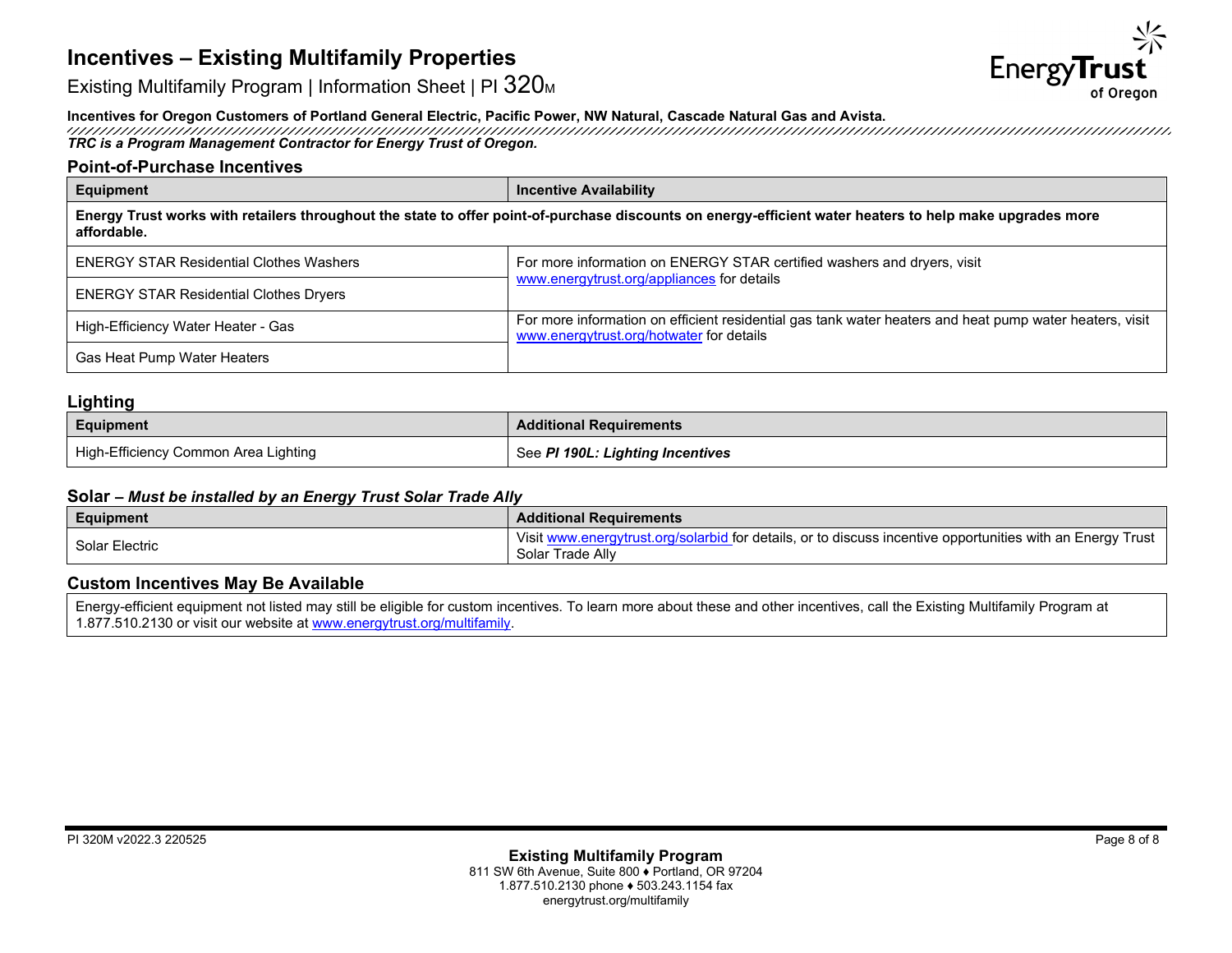# Incentives – Existing Multifamily Properties

Existing Multifamily Program | Information Sheet | PI 320M

**Incentives for Oregon Customers of Portland General Electric, Pacific Power, NW Natural, Cascade Natural Gas and Avista.**

***TRC is a Program Management Contractor for Energy Trust of Oregon.***

## Point-of-Purchase Incentives

| Equipment | Incentive Availability |
|---|---|
| **Energy Trust works with retailers throughout the state to offer point-of-purchase discounts on energy-efficient water heaters to help make upgrades more affordable.** | |
| ENERGY STAR Residential Clothes Washers | For more information on ENERGY STAR certified washers and dryers, visit www.energytrust.org/appliances for details |
| ENERGY STAR Residential Clothes Dryers | |
| High-Efficiency Water Heater - Gas | For more information on efficient residential gas tank water heaters and heat pump water heaters, visit www.energytrust.org/hotwater for details |
| Gas Heat Pump Water Heaters | |

## Lighting

| Equipment | Additional Requirements |
|---|---|
| High-Efficiency Common Area Lighting | See ***PI 190L: Lighting Incentives*** |

## Solar – *Must be installed by an Energy Trust Solar Trade Ally*

| Equipment | Additional Requirements |
|---|---|
| Solar Electric | Visit www.energytrust.org/solarbid for details, or to discuss incentive opportunities with an Energy Trust Solar Trade Ally |

## Custom Incentives May Be Available

Energy-efficient equipment not listed may still be eligible for custom incentives. To learn more about these and other incentives, call the Existing Multifamily Program at 1.877.510.2130 or visit our website at www.energytrust.org/multifamily.

PI 320M v2022.3 220525

**Existing Multifamily Program**
811 SW 6th Avenue, Suite 800 ♦ Portland, OR 97204
1.877.510.2130 phone ♦ 503.243.1154 fax
energytrust.org/multifamily